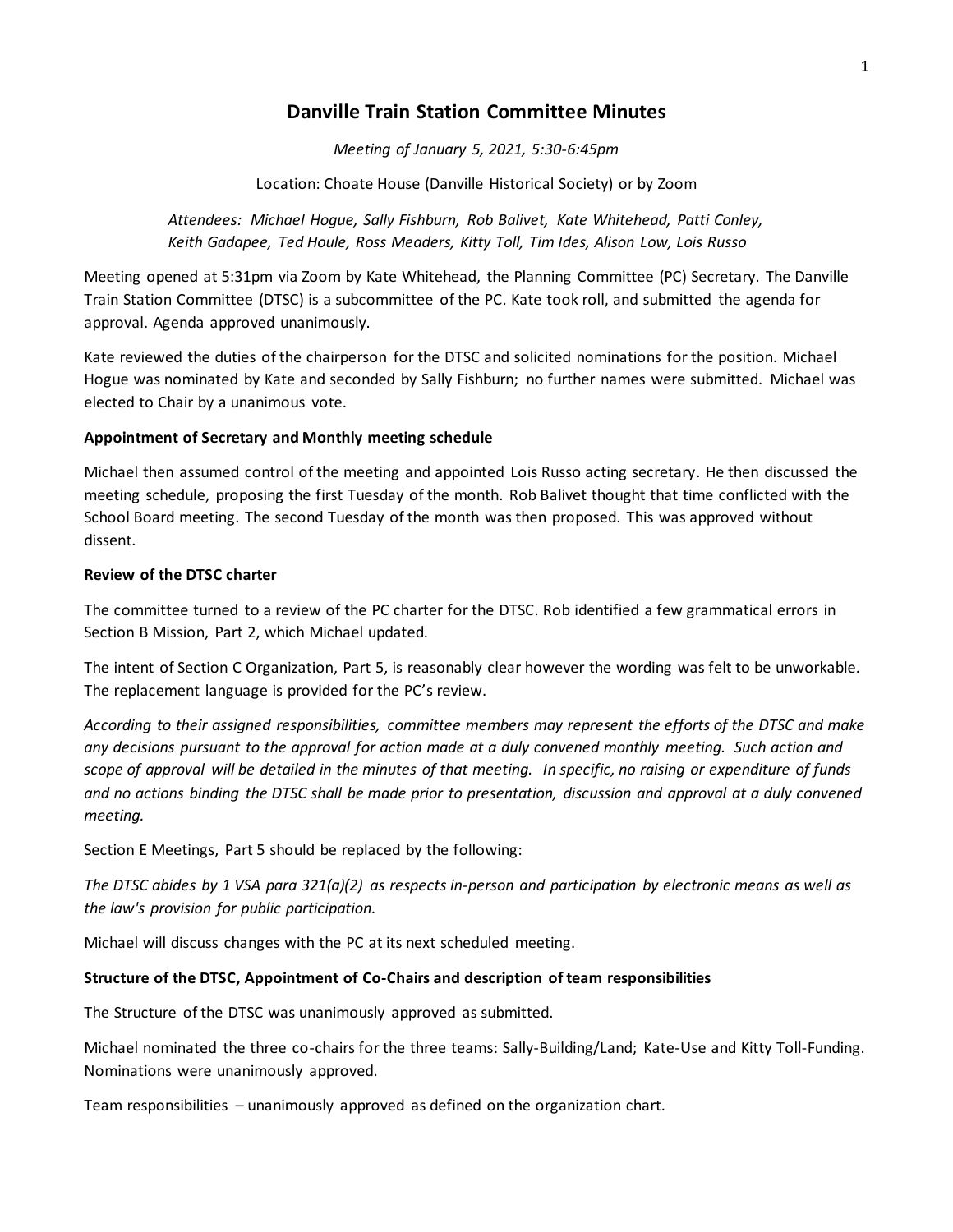# Danville Train Station Committee Minutes

*Meeting of January 5, 2021, 5:30-6:45pm*

Location: Choate House (Danville Historical Society) or by Zoom

*Attendees: Michael Hogue, Sally Fishburn, Rob Balivet, Kate Whitehead, Patti Conley, Keith Gadapee, Ted Houle, Ross Meaders, Kitty Toll, Tim Ides, Alison Low, Lois Russo*

Meeting opened at 5:31pm via Zoom by Kate Whitehead, the Planning Committee (PC) Secretary. The Danville Train Station Committee (DTSC) is a subcommittee of the PC. Kate took roll, and submitted the agenda for approval. Agenda approved unanimously.

Kate reviewed the duties of the chairperson for the DTSC and solicited nominations for the position. Michael Hogue was nominated by Kate and seconded by Sally Fishburn; no further names were submitted. Michael was elected to Chair by a unanimous vote.

**Appointment of Secretary and Monthly meeting schedule**

Michael then assumed control of the meeting and appointed Lois Russo acting secretary. He then discussed the meeting schedule, proposing the first Tuesday of the month. Rob Balivet thought that time conflicted with the School Board meeting. The second Tuesday of the month was then proposed. This was approved without dissent.

**Review of the DTSC charter**

The committee turned to a review of the PC charter for the DTSC. Rob identified a few grammatical errors in Section B Mission, Part 2, which Michael updated.

The intent of Section C Organization, Part 5, is reasonably clear however the wording was felt to be unworkable. The replacement language is provided for the PC's review.

*According to their assigned responsibilities, committee members may represent the efforts of the DTSC and make any decisions pursuant to the approval for action made at a duly convened monthly meeting. Such action and scope of approval will be detailed in the minutes of that meeting. In specific, no raising or expenditure of funds and no actions binding the DTSC shall be made prior to presentation, discussion and approval at a duly convened meeting.*

Section E Meetings, Part 5 should be replaced by the following:

*The DTSC abides by 1 VSA para 321(a)(2) as respects in-person and participation by electronic means as well as the law's provision for public participation.*

Michael will discuss changes with the PC at its next scheduled meeting.

**Structure of the DTSC, Appointment of Co-Chairs and description of team responsibilities**

The Structure of the DTSC was unanimously approved as submitted.

Michael nominated the three co-chairs for the three teams: Sally-Building/Land; Kate-Use and Kitty Toll-Funding. Nominations were unanimously approved.

Team responsibilities – unanimously approved as defined on the organization chart.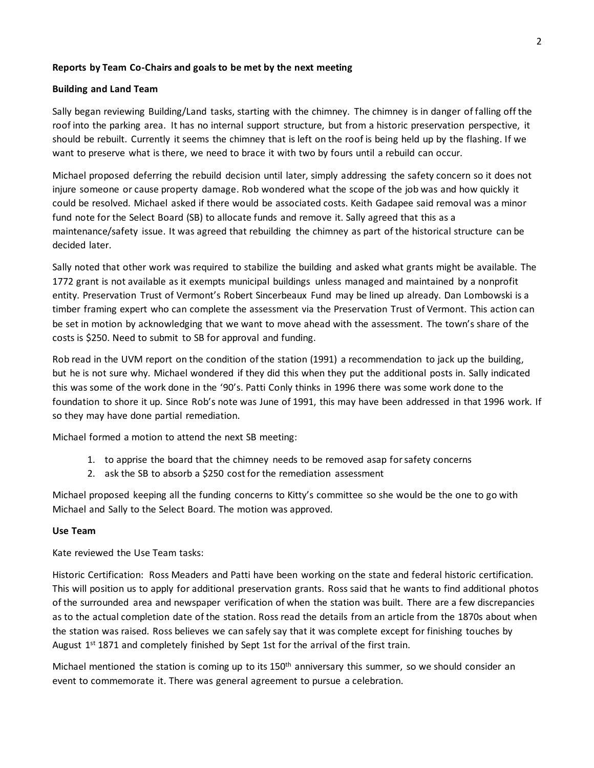**Reports by Team Co-Chairs and goals to be met by the next meeting**

**Building and Land Team**

Sally began reviewing Building/Land tasks, starting with the chimney. The chimney is in danger of falling off the roof into the parking area. It has no internal support structure, but from a historic preservation perspective, it should be rebuilt. Currently it seems the chimney that is left on the roof is being held up by the flashing. If we want to preserve what is there, we need to brace it with two by fours until a rebuild can occur.

Michael proposed deferring the rebuild decision until later, simply addressing the safety concern so it does not injure someone or cause property damage. Rob wondered what the scope of the job was and how quickly it could be resolved. Michael asked if there would be associated costs. Keith Gadapee said removal was a minor fund note for the Select Board (SB) to allocate funds and remove it. Sally agreed that this as a maintenance/safety issue. It was agreed that rebuilding the chimney as part of the historical structure can be decided later.

Sally noted that other work was required to stabilize the building and asked what grants might be available. The 1772 grant is not available as it exempts municipal buildings unless managed and maintained by a nonprofit entity. Preservation Trust of Vermont's Robert Sincerbeaux Fund may be lined up already. Dan Lombowski is a timber framing expert who can complete the assessment via the Preservation Trust of Vermont. This action can be set in motion by acknowledging that we want to move ahead with the assessment. The town's share of the costs is $250. Need to submit to SB for approval and funding.

Rob read in the UVM report on the condition of the station (1991) a recommendation to jack up the building, but he is not sure why. Michael wondered if they did this when they put the additional posts in. Sally indicated this was some of the work done in the '90's. Patti Conly thinks in 1996 there was some work done to the foundation to shore it up. Since Rob's note was June of 1991, this may have been addressed in that 1996 work. If so they may have done partial remediation.

Michael formed a motion to attend the next SB meeting:

1. to apprise the board that the chimney needs to be removed asap for safety concerns
2. ask the SB to absorb a $250 cost for the remediation assessment

Michael proposed keeping all the funding concerns to Kitty's committee so she would be the one to go with Michael and Sally to the Select Board. The motion was approved.

**Use Team**

Kate reviewed the Use Team tasks:

Historic Certification: Ross Meaders and Patti have been working on the state and federal historic certification. This will position us to apply for additional preservation grants. Ross said that he wants to find additional photos of the surrounded area and newspaper verification of when the station was built. There are a few discrepancies as to the actual completion date of the station. Ross read the details from an article from the 1870s about when the station was raised. Ross believes we can safely say that it was complete except for finishing touches by August 1st 1871 and completely finished by Sept 1st for the arrival of the first train.

Michael mentioned the station is coming up to its 150th anniversary this summer, so we should consider an event to commemorate it. There was general agreement to pursue a celebration.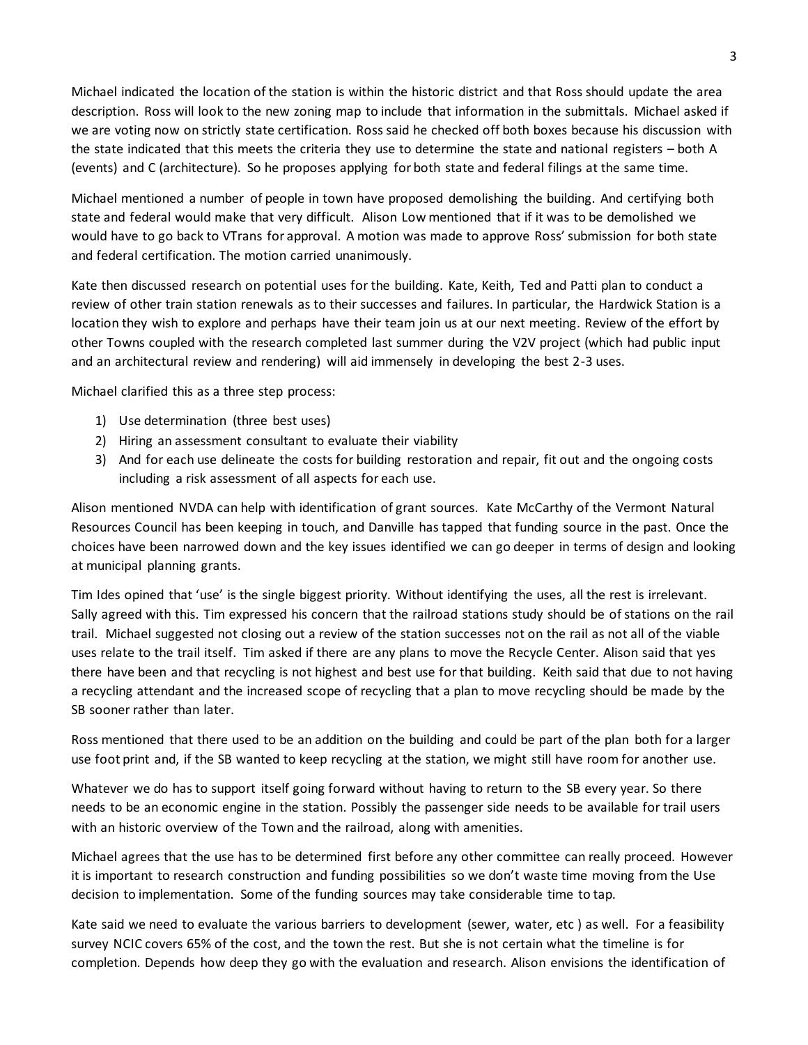Michael indicated the location of the station is within the historic district and that Ross should update the area description. Ross will look to the new zoning map to include that information in the submittals. Michael asked if we are voting now on strictly state certification. Ross said he checked off both boxes because his discussion with the state indicated that this meets the criteria they use to determine the state and national registers – both A (events) and C (architecture). So he proposes applying for both state and federal filings at the same time.

Michael mentioned a number of people in town have proposed demolishing the building. And certifying both state and federal would make that very difficult. Alison Low mentioned that if it was to be demolished we would have to go back to VTrans for approval. A motion was made to approve Ross' submission for both state and federal certification. The motion carried unanimously.

Kate then discussed research on potential uses for the building. Kate, Keith, Ted and Patti plan to conduct a review of other train station renewals as to their successes and failures. In particular, the Hardwick Station is a location they wish to explore and perhaps have their team join us at our next meeting. Review of the effort by other Towns coupled with the research completed last summer during the V2V project (which had public input and an architectural review and rendering) will aid immensely in developing the best 2-3 uses.

Michael clarified this as a three step process:

1) Use determination (three best uses)
2) Hiring an assessment consultant to evaluate their viability
3) And for each use delineate the costs for building restoration and repair, fit out and the ongoing costs including a risk assessment of all aspects for each use.

Alison mentioned NVDA can help with identification of grant sources. Kate McCarthy of the Vermont Natural Resources Council has been keeping in touch, and Danville has tapped that funding source in the past. Once the choices have been narrowed down and the key issues identified we can go deeper in terms of design and looking at municipal planning grants.

Tim Ides opined that 'use' is the single biggest priority. Without identifying the uses, all the rest is irrelevant. Sally agreed with this. Tim expressed his concern that the railroad stations study should be of stations on the rail trail. Michael suggested not closing out a review of the station successes not on the rail as not all of the viable uses relate to the trail itself. Tim asked if there are any plans to move the Recycle Center. Alison said that yes there have been and that recycling is not highest and best use for that building. Keith said that due to not having a recycling attendant and the increased scope of recycling that a plan to move recycling should be made by the SB sooner rather than later.

Ross mentioned that there used to be an addition on the building and could be part of the plan both for a larger use foot print and, if the SB wanted to keep recycling at the station, we might still have room for another use.

Whatever we do has to support itself going forward without having to return to the SB every year. So there needs to be an economic engine in the station. Possibly the passenger side needs to be available for trail users with an historic overview of the Town and the railroad, along with amenities.

Michael agrees that the use has to be determined first before any other committee can really proceed. However it is important to research construction and funding possibilities so we don't waste time moving from the Use decision to implementation. Some of the funding sources may take considerable time to tap.

Kate said we need to evaluate the various barriers to development (sewer, water, etc ) as well. For a feasibility survey NCIC covers 65% of the cost, and the town the rest. But she is not certain what the timeline is for completion. Depends how deep they go with the evaluation and research. Alison envisions the identification of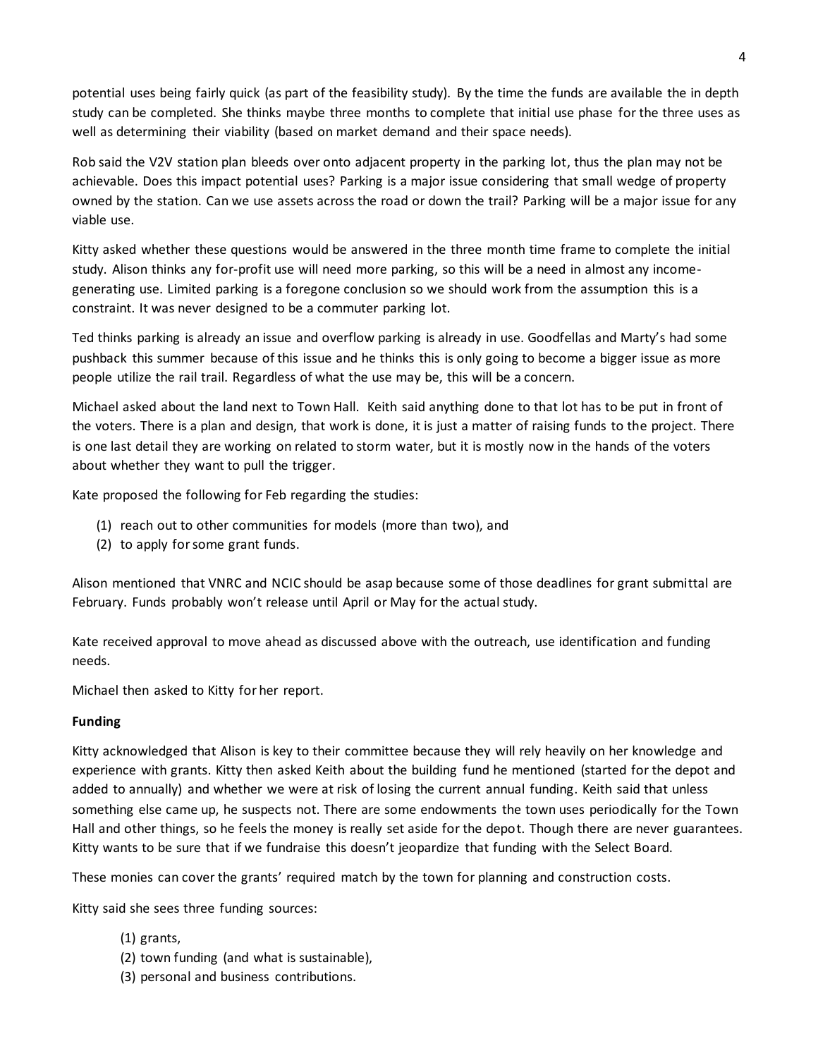potential uses being fairly quick (as part of the feasibility study). By the time the funds are available the in depth study can be completed. She thinks maybe three months to complete that initial use phase for the three uses as well as determining their viability (based on market demand and their space needs).

Rob said the V2V station plan bleeds over onto adjacent property in the parking lot, thus the plan may not be achievable. Does this impact potential uses? Parking is a major issue considering that small wedge of property owned by the station. Can we use assets across the road or down the trail? Parking will be a major issue for any viable use.

Kitty asked whether these questions would be answered in the three month time frame to complete the initial study. Alison thinks any for-profit use will need more parking, so this will be a need in almost any income-generating use. Limited parking is a foregone conclusion so we should work from the assumption this is a constraint. It was never designed to be a commuter parking lot.

Ted thinks parking is already an issue and overflow parking is already in use. Goodfellas and Marty's had some pushback this summer because of this issue and he thinks this is only going to become a bigger issue as more people utilize the rail trail. Regardless of what the use may be, this will be a concern.

Michael asked about the land next to Town Hall. Keith said anything done to that lot has to be put in front of the voters. There is a plan and design, that work is done, it is just a matter of raising funds to the project. There is one last detail they are working on related to storm water, but it is mostly now in the hands of the voters about whether they want to pull the trigger.

Kate proposed the following for Feb regarding the studies:

(1) reach out to other communities for models (more than two), and
(2) to apply for some grant funds.

Alison mentioned that VNRC and NCIC should be asap because some of those deadlines for grant submittal are February. Funds probably won't release until April or May for the actual study.

Kate received approval to move ahead as discussed above with the outreach, use identification and funding needs.

Michael then asked to Kitty for her report.

**Funding**

Kitty acknowledged that Alison is key to their committee because they will rely heavily on her knowledge and experience with grants. Kitty then asked Keith about the building fund he mentioned (started for the depot and added to annually) and whether we were at risk of losing the current annual funding. Keith said that unless something else came up, he suspects not. There are some endowments the town uses periodically for the Town Hall and other things, so he feels the money is really set aside for the depot. Though there are never guarantees. Kitty wants to be sure that if we fundraise this doesn't jeopardize that funding with the Select Board.

These monies can cover the grants' required match by the town for planning and construction costs.

Kitty said she sees three funding sources:

(1) grants,
(2) town funding (and what is sustainable),
(3) personal and business contributions.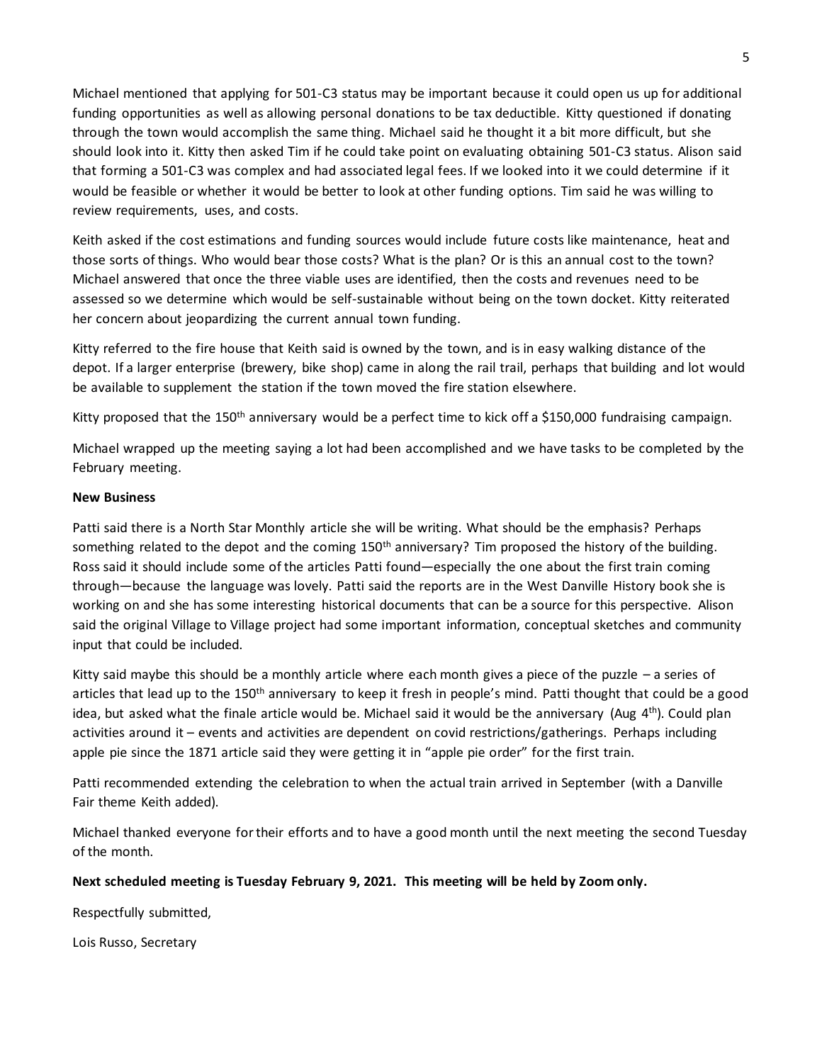Michael mentioned that applying for 501-C3 status may be important because it could open us up for additional funding opportunities as well as allowing personal donations to be tax deductible. Kitty questioned if donating through the town would accomplish the same thing. Michael said he thought it a bit more difficult, but she should look into it. Kitty then asked Tim if he could take point on evaluating obtaining 501-C3 status. Alison said that forming a 501-C3 was complex and had associated legal fees. If we looked into it we could determine if it would be feasible or whether it would be better to look at other funding options. Tim said he was willing to review requirements, uses, and costs.

Keith asked if the cost estimations and funding sources would include future costs like maintenance, heat and those sorts of things. Who would bear those costs? What is the plan? Or is this an annual cost to the town? Michael answered that once the three viable uses are identified, then the costs and revenues need to be assessed so we determine which would be self-sustainable without being on the town docket. Kitty reiterated her concern about jeopardizing the current annual town funding.

Kitty referred to the fire house that Keith said is owned by the town, and is in easy walking distance of the depot. If a larger enterprise (brewery, bike shop) came in along the rail trail, perhaps that building and lot would be available to supplement the station if the town moved the fire station elsewhere.

Kitty proposed that the 150th anniversary would be a perfect time to kick off a $150,000 fundraising campaign.

Michael wrapped up the meeting saying a lot had been accomplished and we have tasks to be completed by the February meeting.

**New Business**

Patti said there is a North Star Monthly article she will be writing. What should be the emphasis? Perhaps something related to the depot and the coming 150th anniversary? Tim proposed the history of the building. Ross said it should include some of the articles Patti found—especially the one about the first train coming through—because the language was lovely. Patti said the reports are in the West Danville History book she is working on and she has some interesting historical documents that can be a source for this perspective. Alison said the original Village to Village project had some important information, conceptual sketches and community input that could be included.

Kitty said maybe this should be a monthly article where each month gives a piece of the puzzle – a series of articles that lead up to the 150th anniversary to keep it fresh in people's mind. Patti thought that could be a good idea, but asked what the finale article would be. Michael said it would be the anniversary (Aug 4th). Could plan activities around it – events and activities are dependent on covid restrictions/gatherings. Perhaps including apple pie since the 1871 article said they were getting it in "apple pie order" for the first train.

Patti recommended extending the celebration to when the actual train arrived in September (with a Danville Fair theme Keith added).

Michael thanked everyone for their efforts and to have a good month until the next meeting the second Tuesday of the month.

**Next scheduled meeting is Tuesday February 9, 2021. This meeting will be held by Zoom only.**

Respectfully submitted,

Lois Russo, Secretary